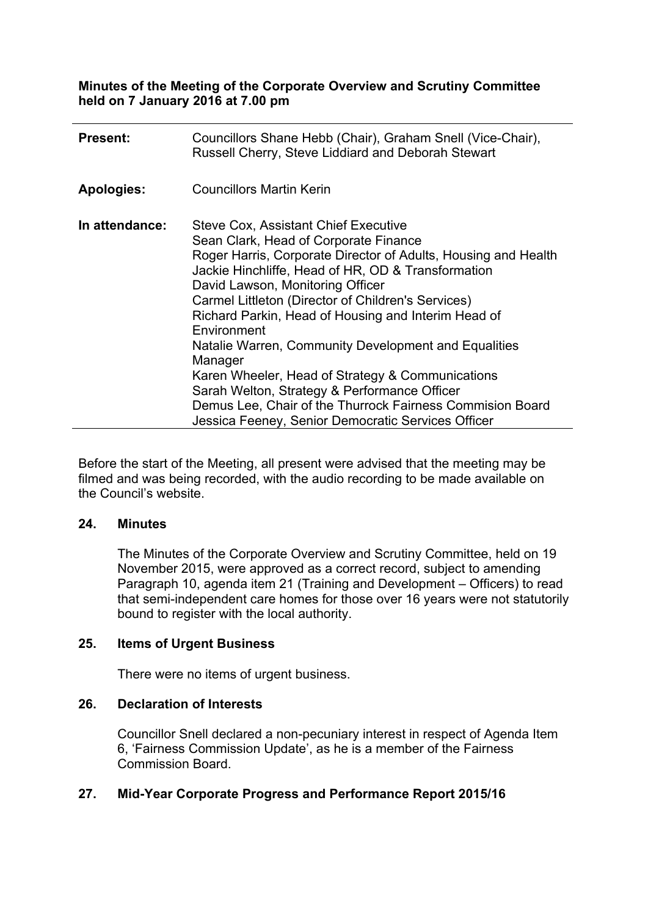**Minutes of the Meeting of the Corporate Overview and Scrutiny Committee held on 7 January 2016 at 7.00 pm**

| | |
|---|---|
| **Present:** | Councillors Shane Hebb (Chair), Graham Snell (Vice-Chair), Russell Cherry, Steve Liddiard and Deborah Stewart |
| **Apologies:** | Councillors Martin Kerin |
| **In attendance:** | Steve Cox, Assistant Chief Executive<br>Sean Clark, Head of Corporate Finance<br>Roger Harris, Corporate Director of Adults, Housing and Health<br>Jackie Hinchliffe, Head of HR, OD & Transformation<br>David Lawson, Monitoring Officer<br>Carmel Littleton (Director of Children's Services)<br>Richard Parkin, Head of Housing and Interim Head of Environment<br>Natalie Warren, Community Development and Equalities Manager<br>Karen Wheeler, Head of Strategy & Communications<br>Sarah Welton, Strategy & Performance Officer<br>Demus Lee, Chair of the Thurrock Fairness Commision Board<br>Jessica Feeney, Senior Democratic Services Officer |

Before the start of the Meeting, all present were advised that the meeting may be filmed and was being recorded, with the audio recording to be made available on the Council's website.

## 24. Minutes

The Minutes of the Corporate Overview and Scrutiny Committee, held on 19 November 2015, were approved as a correct record, subject to amending Paragraph 10, agenda item 21 (Training and Development – Officers) to read that semi-independent care homes for those over 16 years were not statutorily bound to register with the local authority.

## 25. Items of Urgent Business

There were no items of urgent business.

## 26. Declaration of Interests

Councillor Snell declared a non-pecuniary interest in respect of Agenda Item 6, 'Fairness Commission Update', as he is a member of the Fairness Commission Board.

## 27. Mid-Year Corporate Progress and Performance Report 2015/16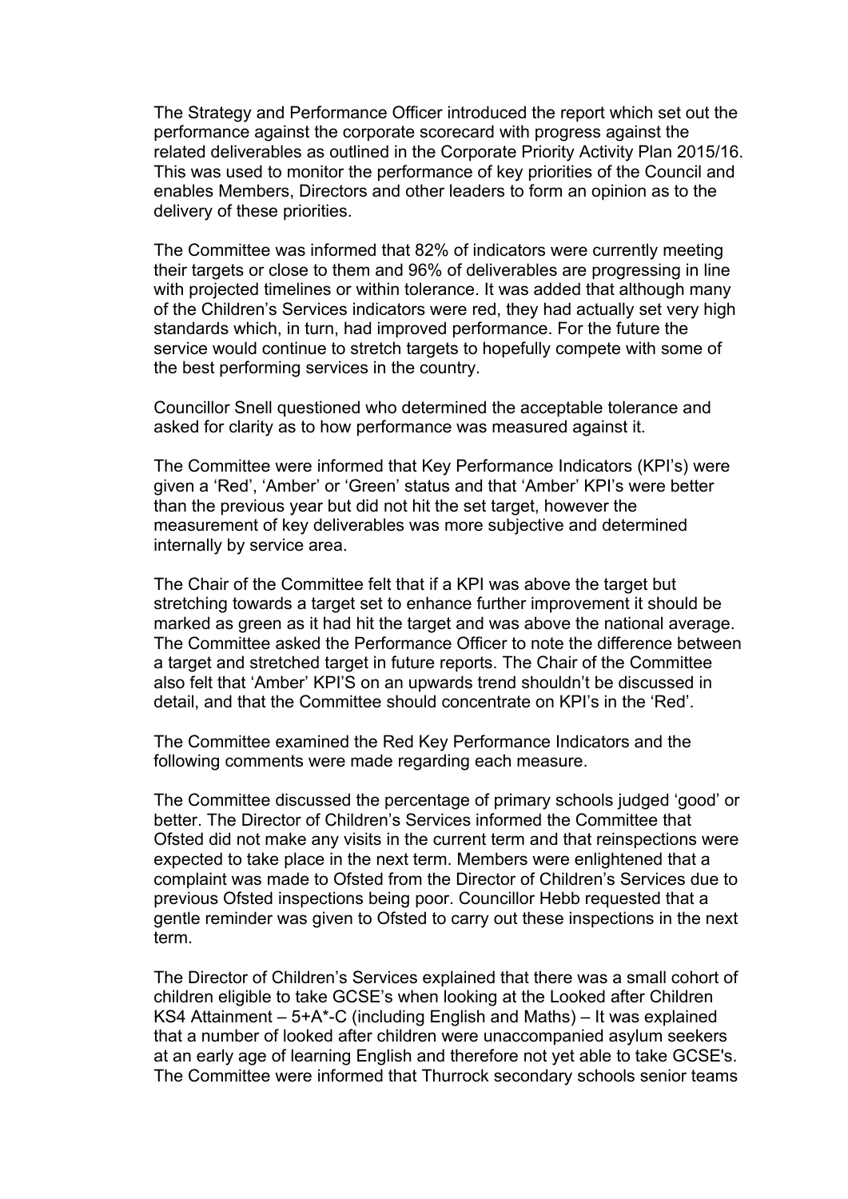The Strategy and Performance Officer introduced the report which set out the performance against the corporate scorecard with progress against the related deliverables as outlined in the Corporate Priority Activity Plan 2015/16. This was used to monitor the performance of key priorities of the Council and enables Members, Directors and other leaders to form an opinion as to the delivery of these priorities.

The Committee was informed that 82% of indicators were currently meeting their targets or close to them and 96% of deliverables are progressing in line with projected timelines or within tolerance. It was added that although many of the Children's Services indicators were red, they had actually set very high standards which, in turn, had improved performance. For the future the service would continue to stretch targets to hopefully compete with some of the best performing services in the country.

Councillor Snell questioned who determined the acceptable tolerance and asked for clarity as to how performance was measured against it.

The Committee were informed that Key Performance Indicators (KPI's) were given a 'Red', 'Amber' or 'Green' status and that 'Amber' KPI's were better than the previous year but did not hit the set target, however the measurement of key deliverables was more subjective and determined internally by service area.

The Chair of the Committee felt that if a KPI was above the target but stretching towards a target set to enhance further improvement it should be marked as green as it had hit the target and was above the national average. The Committee asked the Performance Officer to note the difference between a target and stretched target in future reports. The Chair of the Committee also felt that 'Amber' KPI'S on an upwards trend shouldn't be discussed in detail, and that the Committee should concentrate on KPI's in the 'Red'.

The Committee examined the Red Key Performance Indicators and the following comments were made regarding each measure.

The Committee discussed the percentage of primary schools judged 'good' or better. The Director of Children's Services informed the Committee that Ofsted did not make any visits in the current term and that reinspections were expected to take place in the next term. Members were enlightened that a complaint was made to Ofsted from the Director of Children's Services due to previous Ofsted inspections being poor. Councillor Hebb requested that a gentle reminder was given to Ofsted to carry out these inspections in the next term.

The Director of Children's Services explained that there was a small cohort of children eligible to take GCSE's when looking at the Looked after Children KS4 Attainment – 5+A*-C (including English and Maths) – It was explained that a number of looked after children were unaccompanied asylum seekers at an early age of learning English and therefore not yet able to take GCSE's. The Committee were informed that Thurrock secondary schools senior teams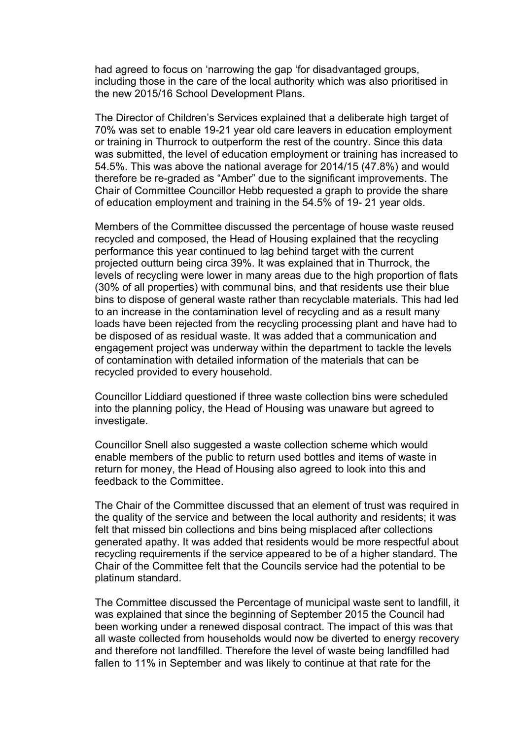had agreed to focus on 'narrowing the gap 'for disadvantaged groups, including those in the care of the local authority which was also prioritised in the new 2015/16 School Development Plans.

The Director of Children's Services explained that a deliberate high target of 70% was set to enable 19-21 year old care leavers in education employment or training in Thurrock to outperform the rest of the country. Since this data was submitted, the level of education employment or training has increased to 54.5%. This was above the national average for 2014/15 (47.8%) and would therefore be re-graded as "Amber" due to the significant improvements. The Chair of Committee Councillor Hebb requested a graph to provide the share of education employment and training in the 54.5% of 19- 21 year olds.

Members of the Committee discussed the percentage of house waste reused recycled and composed, the Head of Housing explained that the recycling performance this year continued to lag behind target with the current projected outturn being circa 39%. It was explained that in Thurrock, the levels of recycling were lower in many areas due to the high proportion of flats (30% of all properties) with communal bins, and that residents use their blue bins to dispose of general waste rather than recyclable materials. This had led to an increase in the contamination level of recycling and as a result many loads have been rejected from the recycling processing plant and have had to be disposed of as residual waste. It was added that a communication and engagement project was underway within the department to tackle the levels of contamination with detailed information of the materials that can be recycled provided to every household.

Councillor Liddiard questioned if three waste collection bins were scheduled into the planning policy, the Head of Housing was unaware but agreed to investigate.

Councillor Snell also suggested a waste collection scheme which would enable members of the public to return used bottles and items of waste in return for money, the Head of Housing also agreed to look into this and feedback to the Committee.

The Chair of the Committee discussed that an element of trust was required in the quality of the service and between the local authority and residents; it was felt that missed bin collections and bins being misplaced after collections generated apathy. It was added that residents would be more respectful about recycling requirements if the service appeared to be of a higher standard. The Chair of the Committee felt that the Councils service had the potential to be platinum standard.

The Committee discussed the Percentage of municipal waste sent to landfill, it was explained that since the beginning of September 2015 the Council had been working under a renewed disposal contract. The impact of this was that all waste collected from households would now be diverted to energy recovery and therefore not landfilled. Therefore the level of waste being landfilled had fallen to 11% in September and was likely to continue at that rate for the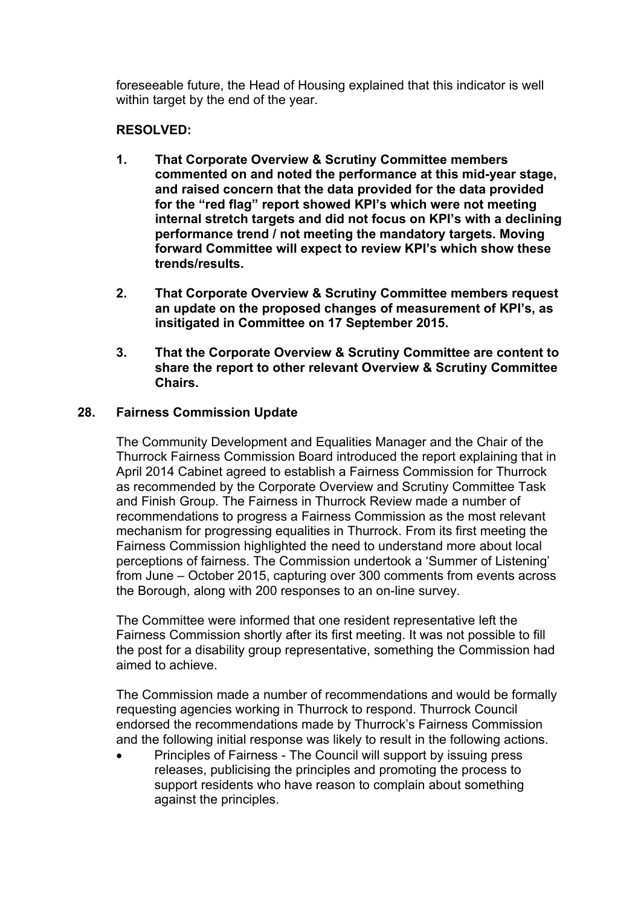foreseeable future, the Head of Housing explained that this indicator is well within target by the end of the year.

**RESOLVED:**

1. **That Corporate Overview & Scrutiny Committee members commented on and noted the performance at this mid-year stage, and raised concern that the data provided for the data provided for the "red flag" report showed KPI's which were not meeting internal stretch targets and did not focus on KPI's with a declining performance trend / not meeting the mandatory targets. Moving forward Committee will expect to review KPI's which show these trends/results.**

2. **That Corporate Overview & Scrutiny Committee members request an update on the proposed changes of measurement of KPI's, as insitigated in Committee on 17 September 2015.**

3. **That the Corporate Overview & Scrutiny Committee are content to share the report to other relevant Overview & Scrutiny Committee Chairs.**

## 28. Fairness Commission Update

The Community Development and Equalities Manager and the Chair of the Thurrock Fairness Commission Board introduced the report explaining that in April 2014 Cabinet agreed to establish a Fairness Commission for Thurrock as recommended by the Corporate Overview and Scrutiny Committee Task and Finish Group. The Fairness in Thurrock Review made a number of recommendations to progress a Fairness Commission as the most relevant mechanism for progressing equalities in Thurrock. From its first meeting the Fairness Commission highlighted the need to understand more about local perceptions of fairness. The Commission undertook a 'Summer of Listening' from June – October 2015, capturing over 300 comments from events across the Borough, along with 200 responses to an on-line survey.

The Committee were informed that one resident representative left the Fairness Commission shortly after its first meeting. It was not possible to fill the post for a disability group representative, something the Commission had aimed to achieve.

The Commission made a number of recommendations and would be formally requesting agencies working in Thurrock to respond. Thurrock Council endorsed the recommendations made by Thurrock's Fairness Commission and the following initial response was likely to result in the following actions.

- Principles of Fairness - The Council will support by issuing press releases, publicising the principles and promoting the process to support residents who have reason to complain about something against the principles.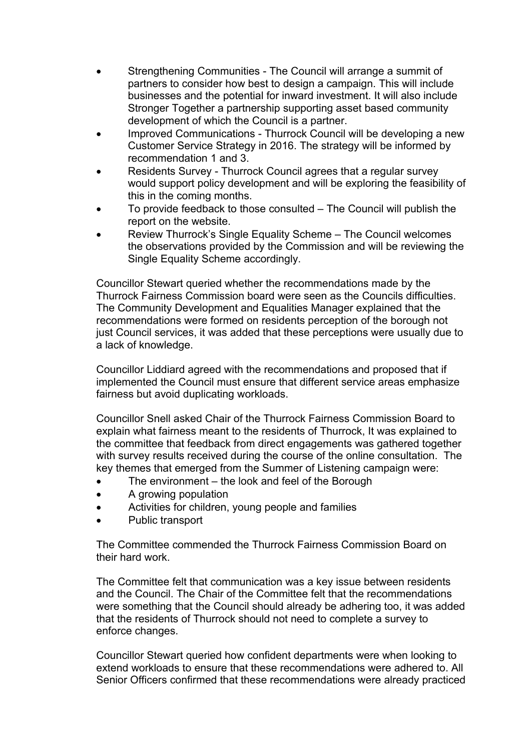- Strengthening Communities - The Council will arrange a summit of partners to consider how best to design a campaign. This will include businesses and the potential for inward investment. It will also include Stronger Together a partnership supporting asset based community development of which the Council is a partner.
- Improved Communications - Thurrock Council will be developing a new Customer Service Strategy in 2016. The strategy will be informed by recommendation 1 and 3.
- Residents Survey - Thurrock Council agrees that a regular survey would support policy development and will be exploring the feasibility of this in the coming months.
- To provide feedback to those consulted – The Council will publish the report on the website.
- Review Thurrock's Single Equality Scheme – The Council welcomes the observations provided by the Commission and will be reviewing the Single Equality Scheme accordingly.

Councillor Stewart queried whether the recommendations made by the Thurrock Fairness Commission board were seen as the Councils difficulties. The Community Development and Equalities Manager explained that the recommendations were formed on residents perception of the borough not just Council services, it was added that these perceptions were usually due to a lack of knowledge.

Councillor Liddiard agreed with the recommendations and proposed that if implemented the Council must ensure that different service areas emphasize fairness but avoid duplicating workloads.

Councillor Snell asked Chair of the Thurrock Fairness Commission Board to explain what fairness meant to the residents of Thurrock, It was explained to the committee that feedback from direct engagements was gathered together with survey results received during the course of the online consultation. The key themes that emerged from the Summer of Listening campaign were:

- The environment – the look and feel of the Borough
- A growing population
- Activities for children, young people and families
- Public transport

The Committee commended the Thurrock Fairness Commission Board on their hard work.

The Committee felt that communication was a key issue between residents and the Council. The Chair of the Committee felt that the recommendations were something that the Council should already be adhering too, it was added that the residents of Thurrock should not need to complete a survey to enforce changes.

Councillor Stewart queried how confident departments were when looking to extend workloads to ensure that these recommendations were adhered to. All Senior Officers confirmed that these recommendations were already practiced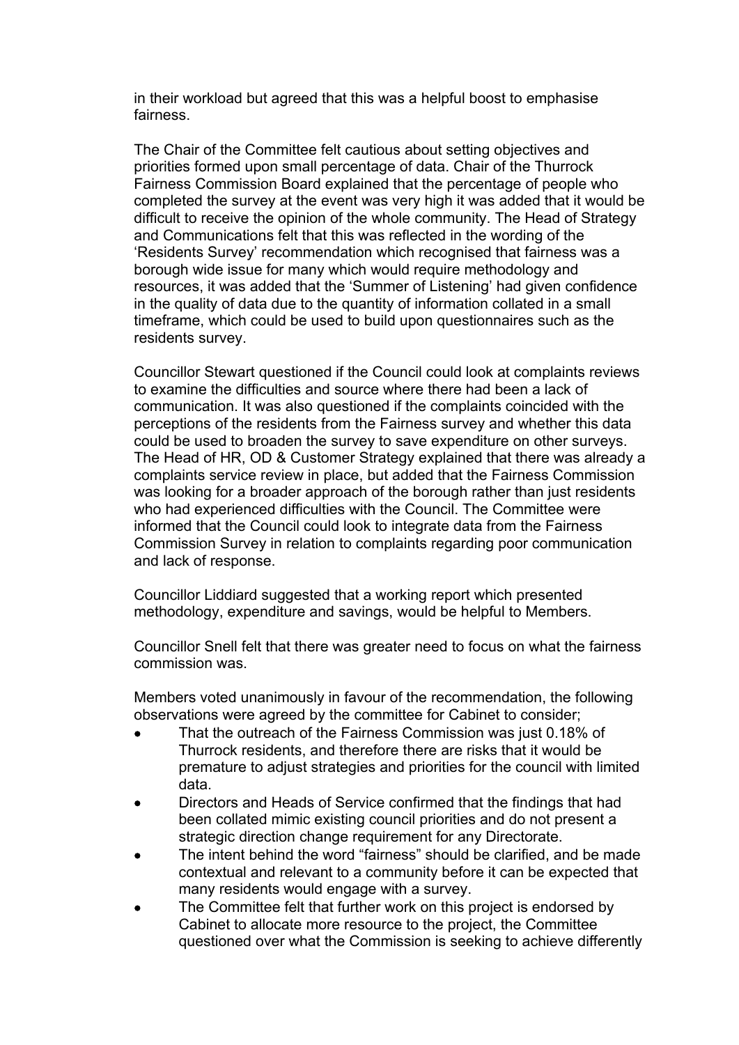in their workload but agreed that this was a helpful boost to emphasise fairness.

The Chair of the Committee felt cautious about setting objectives and priorities formed upon small percentage of data. Chair of the Thurrock Fairness Commission Board explained that the percentage of people who completed the survey at the event was very high it was added that it would be difficult to receive the opinion of the whole community. The Head of Strategy and Communications felt that this was reflected in the wording of the 'Residents Survey' recommendation which recognised that fairness was a borough wide issue for many which would require methodology and resources, it was added that the 'Summer of Listening' had given confidence in the quality of data due to the quantity of information collated in a small timeframe, which could be used to build upon questionnaires such as the residents survey.

Councillor Stewart questioned if the Council could look at complaints reviews to examine the difficulties and source where there had been a lack of communication. It was also questioned if the complaints coincided with the perceptions of the residents from the Fairness survey and whether this data could be used to broaden the survey to save expenditure on other surveys. The Head of HR, OD & Customer Strategy explained that there was already a complaints service review in place, but added that the Fairness Commission was looking for a broader approach of the borough rather than just residents who had experienced difficulties with the Council. The Committee were informed that the Council could look to integrate data from the Fairness Commission Survey in relation to complaints regarding poor communication and lack of response.

Councillor Liddiard suggested that a working report which presented methodology, expenditure and savings, would be helpful to Members.

Councillor Snell felt that there was greater need to focus on what the fairness commission was.

Members voted unanimously in favour of the recommendation, the following observations were agreed by the committee for Cabinet to consider;

- That the outreach of the Fairness Commission was just 0.18% of Thurrock residents, and therefore there are risks that it would be premature to adjust strategies and priorities for the council with limited data.
- Directors and Heads of Service confirmed that the findings that had been collated mimic existing council priorities and do not present a strategic direction change requirement for any Directorate.
- The intent behind the word "fairness" should be clarified, and be made contextual and relevant to a community before it can be expected that many residents would engage with a survey.
- The Committee felt that further work on this project is endorsed by Cabinet to allocate more resource to the project, the Committee questioned over what the Commission is seeking to achieve differently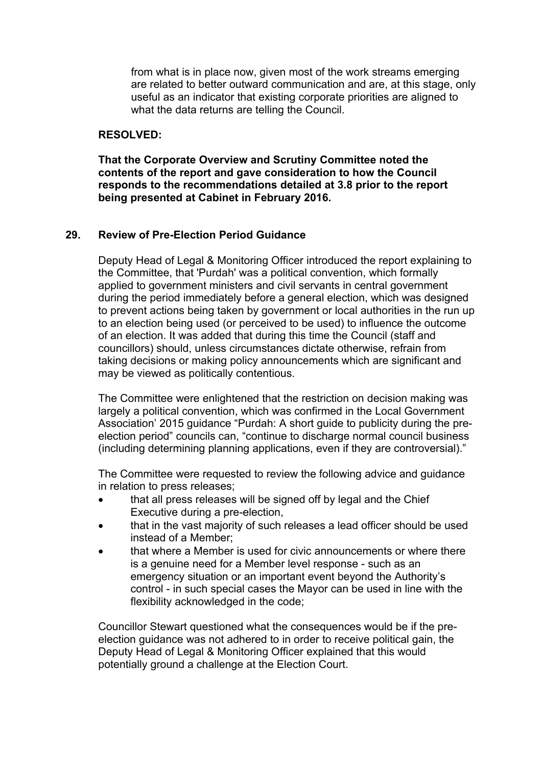from what is in place now, given most of the work streams emerging are related to better outward communication and are, at this stage, only useful as an indicator that existing corporate priorities are aligned to what the data returns are telling the Council.

**RESOLVED:**

**That the Corporate Overview and Scrutiny Committee noted the contents of the report and gave consideration to how the Council responds to the recommendations detailed at 3.8 prior to the report being presented at Cabinet in February 2016.**

## 29. Review of Pre-Election Period Guidance

Deputy Head of Legal & Monitoring Officer introduced the report explaining to the Committee, that 'Purdah' was a political convention, which formally applied to government ministers and civil servants in central government during the period immediately before a general election, which was designed to prevent actions being taken by government or local authorities in the run up to an election being used (or perceived to be used) to influence the outcome of an election. It was added that during this time the Council (staff and councillors) should, unless circumstances dictate otherwise, refrain from taking decisions or making policy announcements which are significant and may be viewed as politically contentious.

The Committee were enlightened that the restriction on decision making was largely a political convention, which was confirmed in the Local Government Association' 2015 guidance "Purdah: A short guide to publicity during the pre-election period" councils can, "continue to discharge normal council business (including determining planning applications, even if they are controversial)."

The Committee were requested to review the following advice and guidance in relation to press releases;

- that all press releases will be signed off by legal and the Chief Executive during a pre-election,
- that in the vast majority of such releases a lead officer should be used instead of a Member;
- that where a Member is used for civic announcements or where there is a genuine need for a Member level response - such as an emergency situation or an important event beyond the Authority's control - in such special cases the Mayor can be used in line with the flexibility acknowledged in the code;

Councillor Stewart questioned what the consequences would be if the pre-election guidance was not adhered to in order to receive political gain, the Deputy Head of Legal & Monitoring Officer explained that this would potentially ground a challenge at the Election Court.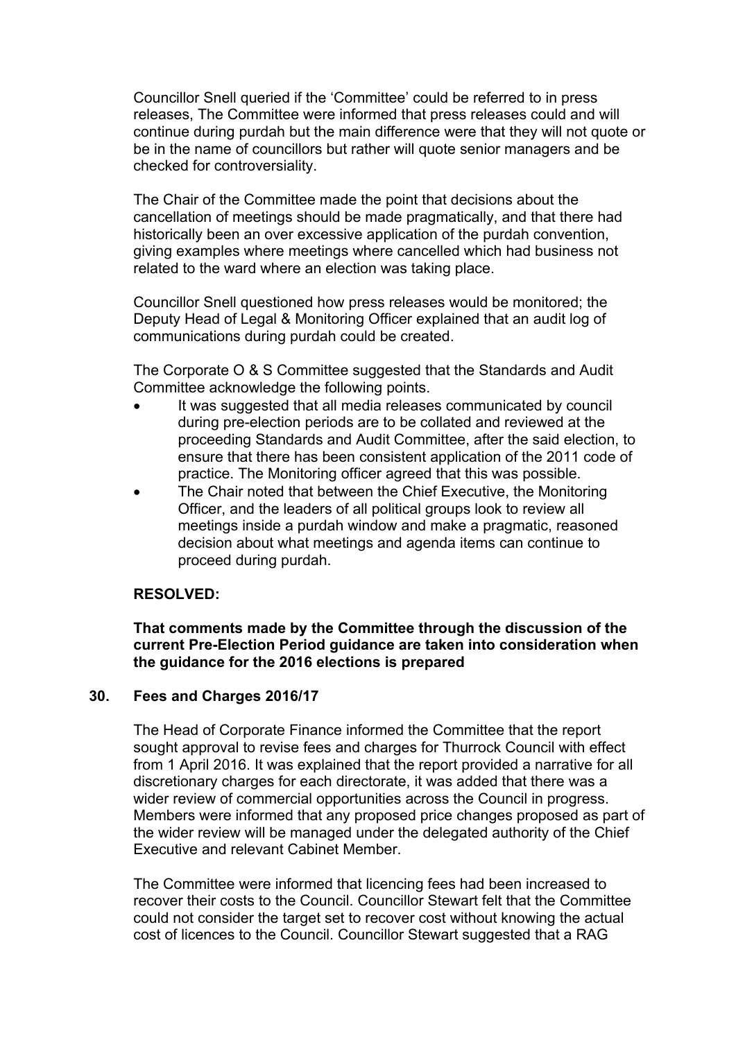Councillor Snell queried if the 'Committee' could be referred to in press releases, The Committee were informed that press releases could and will continue during purdah but the main difference were that they will not quote or be in the name of councillors but rather will quote senior managers and be checked for controversiality.

The Chair of the Committee made the point that decisions about the cancellation of meetings should be made pragmatically, and that there had historically been an over excessive application of the purdah convention, giving examples where meetings where cancelled which had business not related to the ward where an election was taking place.

Councillor Snell questioned how press releases would be monitored; the Deputy Head of Legal & Monitoring Officer explained that an audit log of communications during purdah could be created.

The Corporate O & S Committee suggested that the Standards and Audit Committee acknowledge the following points.

- It was suggested that all media releases communicated by council during pre-election periods are to be collated and reviewed at the proceeding Standards and Audit Committee, after the said election, to ensure that there has been consistent application of the 2011 code of practice. The Monitoring officer agreed that this was possible.
- The Chair noted that between the Chief Executive, the Monitoring Officer, and the leaders of all political groups look to review all meetings inside a purdah window and make a pragmatic, reasoned decision about what meetings and agenda items can continue to proceed during purdah.

**RESOLVED:**

**That comments made by the Committee through the discussion of the current Pre-Election Period guidance are taken into consideration when the guidance for the 2016 elections is prepared**

## 30. Fees and Charges 2016/17

The Head of Corporate Finance informed the Committee that the report sought approval to revise fees and charges for Thurrock Council with effect from 1 April 2016. It was explained that the report provided a narrative for all discretionary charges for each directorate, it was added that there was a wider review of commercial opportunities across the Council in progress. Members were informed that any proposed price changes proposed as part of the wider review will be managed under the delegated authority of the Chief Executive and relevant Cabinet Member.

The Committee were informed that licencing fees had been increased to recover their costs to the Council. Councillor Stewart felt that the Committee could not consider the target set to recover cost without knowing the actual cost of licences to the Council. Councillor Stewart suggested that a RAG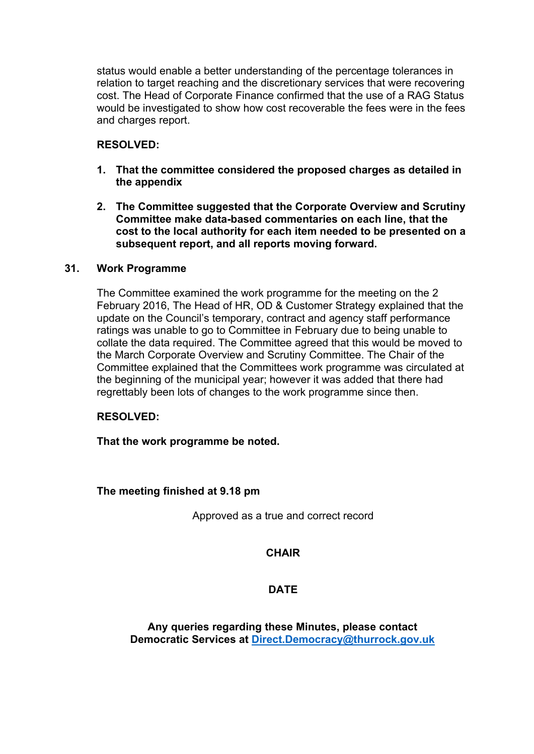status would enable a better understanding of the percentage tolerances in relation to target reaching and the discretionary services that were recovering cost. The Head of Corporate Finance confirmed that the use of a RAG Status would be investigated to show how cost recoverable the fees were in the fees and charges report.

**RESOLVED:**

1. **That the committee considered the proposed charges as detailed in the appendix**

2. **The Committee suggested that the Corporate Overview and Scrutiny Committee make data-based commentaries on each line, that the cost to the local authority for each item needed to be presented on a subsequent report, and all reports moving forward.**

**31. Work Programme**

The Committee examined the work programme for the meeting on the 2 February 2016, The Head of HR, OD & Customer Strategy explained that the update on the Council's temporary, contract and agency staff performance ratings was unable to go to Committee in February due to being unable to collate the data required. The Committee agreed that this would be moved to the March Corporate Overview and Scrutiny Committee. The Chair of the Committee explained that the Committees work programme was circulated at the beginning of the municipal year; however it was added that there had regrettably been lots of changes to the work programme since then.

**RESOLVED:**

**That the work programme be noted.**

**The meeting finished at 9.18 pm**

Approved as a true and correct record

**CHAIR**

**DATE**

**Any queries regarding these Minutes, please contact Democratic Services at [Direct.Democracy@thurrock.gov.uk](mailto:Direct.Democracy@thurrock.gov.uk)**